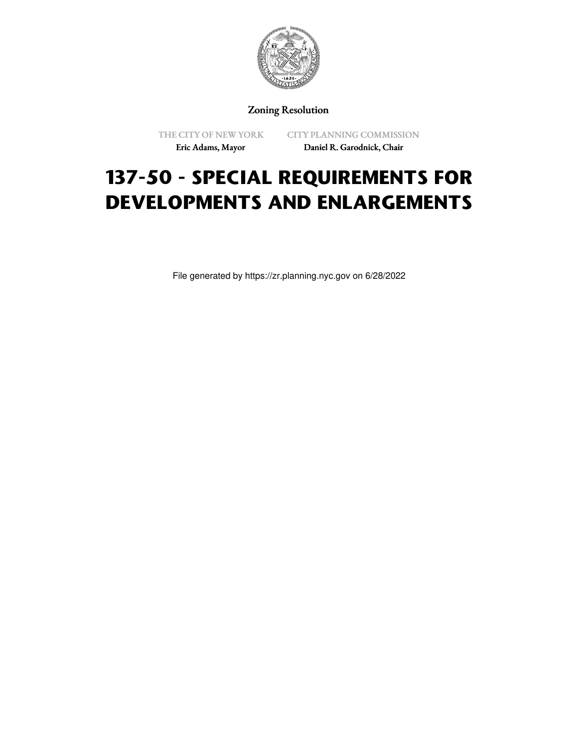Zoning Resolution

THE CITY OF NEW YORK
Eric Adams, Mayor

CITY PLANNING COMMISSION
Daniel R. Garodnick, Chair

# 137-50 - SPECIAL REQUIREMENTS FOR DEVELOPMENTS AND ENLARGEMENTS

File generated by https://zr.planning.nyc.gov on 6/28/2022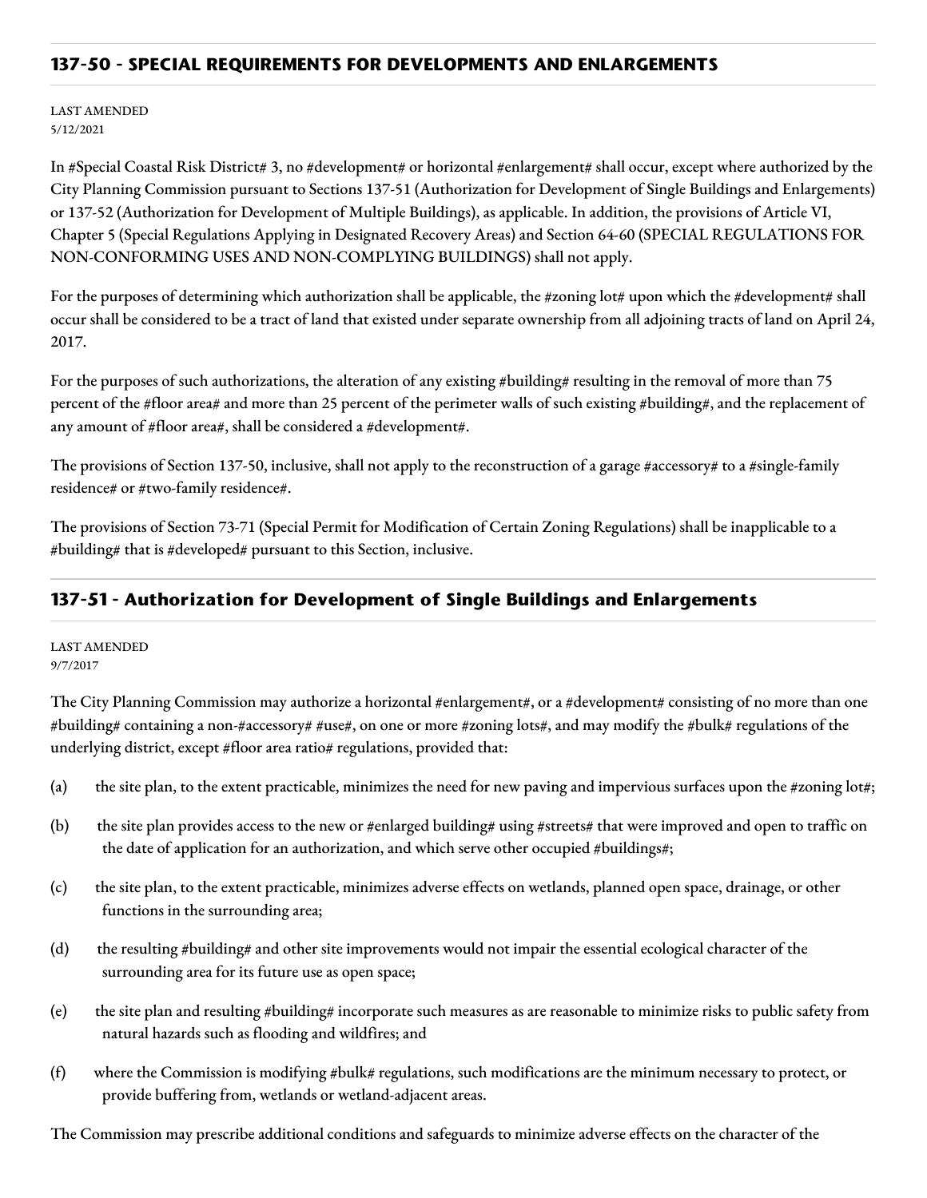## 137-50 - SPECIAL REQUIREMENTS FOR DEVELOPMENTS AND ENLARGEMENTS

LAST AMENDED
5/12/2021

In #Special Coastal Risk District# 3, no #development# or horizontal #enlargement# shall occur, except where authorized by the City Planning Commission pursuant to Sections 137-51 (Authorization for Development of Single Buildings and Enlargements) or 137-52 (Authorization for Development of Multiple Buildings), as applicable. In addition, the provisions of Article VI, Chapter 5 (Special Regulations Applying in Designated Recovery Areas) and Section 64-60 (SPECIAL REGULATIONS FOR NON-CONFORMING USES AND NON-COMPLYING BUILDINGS) shall not apply.

For the purposes of determining which authorization shall be applicable, the #zoning lot# upon which the #development# shall occur shall be considered to be a tract of land that existed under separate ownership from all adjoining tracts of land on April 24, 2017.

For the purposes of such authorizations, the alteration of any existing #building# resulting in the removal of more than 75 percent of the #floor area# and more than 25 percent of the perimeter walls of such existing #building#, and the replacement of any amount of #floor area#, shall be considered a #development#.

The provisions of Section 137-50, inclusive, shall not apply to the reconstruction of a garage #accessory# to a #single-family residence# or #two-family residence#.

The provisions of Section 73-71 (Special Permit for Modification of Certain Zoning Regulations) shall be inapplicable to a #building# that is #developed# pursuant to this Section, inclusive.

## 137-51 - Authorization for Development of Single Buildings and Enlargements

LAST AMENDED
9/7/2017

The City Planning Commission may authorize a horizontal #enlargement#, or a #development# consisting of no more than one #building# containing a non-#accessory# #use#, on one or more #zoning lots#, and may modify the #bulk# regulations of the underlying district, except #floor area ratio# regulations, provided that:

(a) the site plan, to the extent practicable, minimizes the need for new paving and impervious surfaces upon the #zoning lot#;

(b) the site plan provides access to the new or #enlarged building# using #streets# that were improved and open to traffic on the date of application for an authorization, and which serve other occupied #buildings#;

(c) the site plan, to the extent practicable, minimizes adverse effects on wetlands, planned open space, drainage, or other functions in the surrounding area;

(d) the resulting #building# and other site improvements would not impair the essential ecological character of the surrounding area for its future use as open space;

(e) the site plan and resulting #building# incorporate such measures as are reasonable to minimize risks to public safety from natural hazards such as flooding and wildfires; and

(f) where the Commission is modifying #bulk# regulations, such modifications are the minimum necessary to protect, or provide buffering from, wetlands or wetland-adjacent areas.

The Commission may prescribe additional conditions and safeguards to minimize adverse effects on the character of the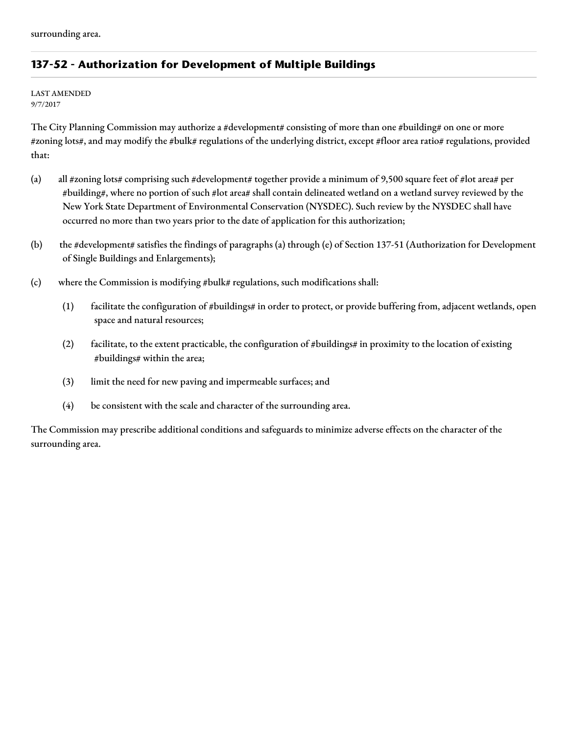surrounding area.

## 137-52 - Authorization for Development of Multiple Buildings

LAST AMENDED
9/7/2017

The City Planning Commission may authorize a #development# consisting of more than one #building# on one or more #zoning lots#, and may modify the #bulk# regulations of the underlying district, except #floor area ratio# regulations, provided that:

(a) all #zoning lots# comprising such #development# together provide a minimum of 9,500 square feet of #lot area# per #building#, where no portion of such #lot area# shall contain delineated wetland on a wetland survey reviewed by the New York State Department of Environmental Conservation (NYSDEC). Such review by the NYSDEC shall have occurred no more than two years prior to the date of application for this authorization;

(b) the #development# satisfies the findings of paragraphs (a) through (e) of Section 137-51 (Authorization for Development of Single Buildings and Enlargements);

(c) where the Commission is modifying #bulk# regulations, such modifications shall:

   (1) facilitate the configuration of #buildings# in order to protect, or provide buffering from, adjacent wetlands, open space and natural resources;

   (2) facilitate, to the extent practicable, the configuration of #buildings# in proximity to the location of existing #buildings# within the area;

   (3) limit the need for new paving and impermeable surfaces; and

   (4) be consistent with the scale and character of the surrounding area.

The Commission may prescribe additional conditions and safeguards to minimize adverse effects on the character of the surrounding area.